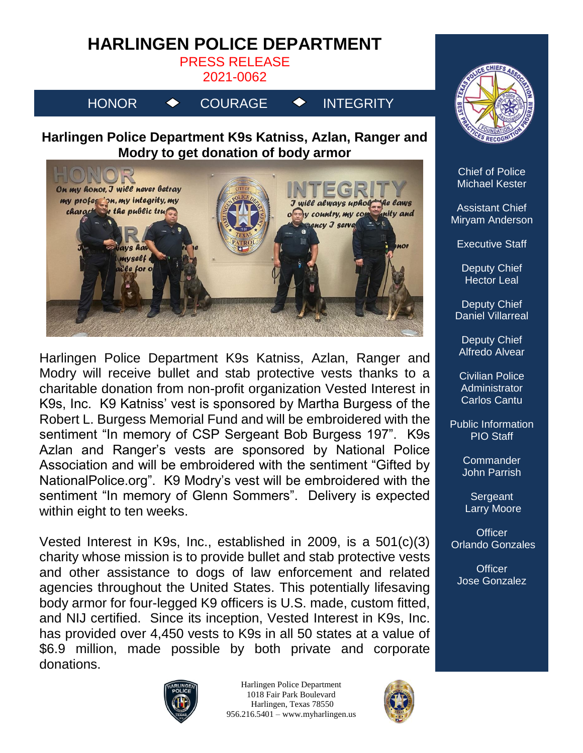# HARLINGEN POLICE DEPARTMENT

PRESS RELEASE
2021-0062

HONOR ◆ COURAGE ◆ INTEGRITY

## Harlingen Police Department K9s Katniss, Azlan, Ranger and Modry to get donation of body armor

Harlingen Police Department K9s Katniss, Azlan, Ranger and Modry will receive bullet and stab protective vests thanks to a charitable donation from non-profit organization Vested Interest in K9s, Inc. K9 Katniss' vest is sponsored by Martha Burgess of the Robert L. Burgess Memorial Fund and will be embroidered with the sentiment "In memory of CSP Sergeant Bob Burgess 197". K9s Azlan and Ranger's vests are sponsored by National Police Association and will be embroidered with the sentiment "Gifted by NationalPolice.org". K9 Modry's vest will be embroidered with the sentiment "In memory of Glenn Sommers". Delivery is expected within eight to ten weeks.

Vested Interest in K9s, Inc., established in 2009, is a 501(c)(3) charity whose mission is to provide bullet and stab protective vests and other assistance to dogs of law enforcement and related agencies throughout the United States. This potentially lifesaving body armor for four-legged K9 officers is U.S. made, custom fitted, and NIJ certified. Since its inception, Vested Interest in K9s, Inc. has provided over 4,450 vests to K9s in all 50 states at a value of $6.9 million, made possible by both private and corporate donations.

Chief of Police
Michael Kester

Assistant Chief
Miryam Anderson

Executive Staff

Deputy Chief
Hector Leal

Deputy Chief
Daniel Villarreal

Deputy Chief
Alfredo Alvear

Civilian Police Administrator
Carlos Cantu

Public Information
PIO Staff

Commander
John Parrish

Sergeant
Larry Moore

Officer
Orlando Gonzales

Officer
Jose Gonzalez

Harlingen Police Department
1018 Fair Park Boulevard
Harlingen, Texas 78550
956.216.5401 – www.myharlingen.us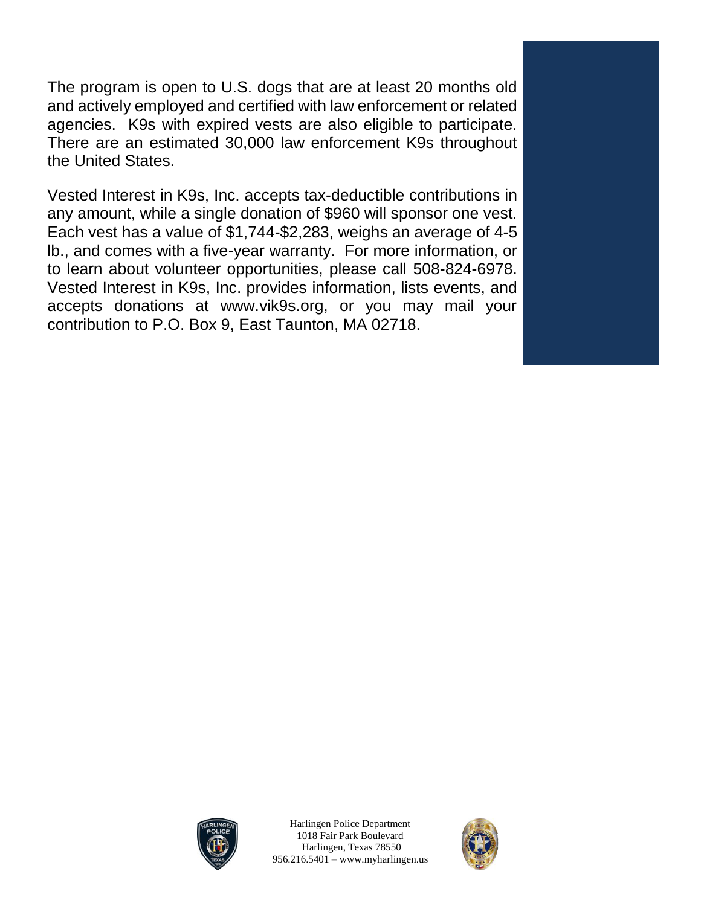The program is open to U.S. dogs that are at least 20 months old and actively employed and certified with law enforcement or related agencies. K9s with expired vests are also eligible to participate. There are an estimated 30,000 law enforcement K9s throughout the United States.

Vested Interest in K9s, Inc. accepts tax-deductible contributions in any amount, while a single donation of $960 will sponsor one vest. Each vest has a value of $1,744-$2,283, weighs an average of 4-5 lb., and comes with a five-year warranty. For more information, or to learn about volunteer opportunities, please call 508-824-6978. Vested Interest in K9s, Inc. provides information, lists events, and accepts donations at www.vik9s.org, or you may mail your contribution to P.O. Box 9, East Taunton, MA 02718.

Harlingen Police Department
1018 Fair Park Boulevard
Harlingen, Texas 78550
956.216.5401 – www.myharlingen.us